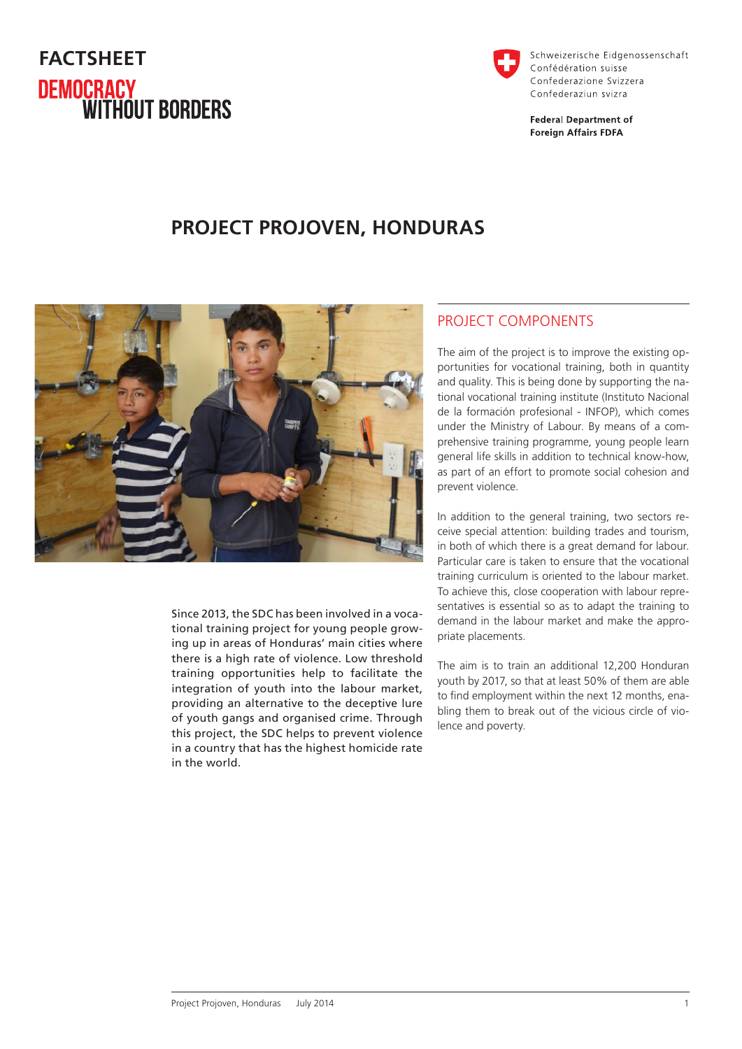FACTSHEET

DEMOCRACY WITHOUT BORDERS

Schweizerische Eidgenossenschaft
Confédération suisse
Confederazione Svizzera
Confederaziun svizra

**Federal Department of Foreign Affairs FDFA**

# PROJECT PROJOVEN, HONDURAS

Since 2013, the SDC has been involved in a vocational training project for young people growing up in areas of Honduras' main cities where there is a high rate of violence. Low threshold training opportunities help to facilitate the integration of youth into the labour market, providing an alternative to the deceptive lure of youth gangs and organised crime. Through this project, the SDC helps to prevent violence in a country that has the highest homicide rate in the world.

## PROJECT COMPONENTS

The aim of the project is to improve the existing opportunities for vocational training, both in quantity and quality. This is being done by supporting the national vocational training institute (Instituto Nacional de la formación profesional - INFOP), which comes under the Ministry of Labour. By means of a comprehensive training programme, young people learn general life skills in addition to technical know-how, as part of an effort to promote social cohesion and prevent violence.

In addition to the general training, two sectors receive special attention: building trades and tourism, in both of which there is a great demand for labour. Particular care is taken to ensure that the vocational training curriculum is oriented to the labour market. To achieve this, close cooperation with labour representatives is essential so as to adapt the training to demand in the labour market and make the appropriate placements.

The aim is to train an additional 12,200 Honduran youth by 2017, so that at least 50% of them are able to find employment within the next 12 months, enabling them to break out of the vicious circle of violence and poverty.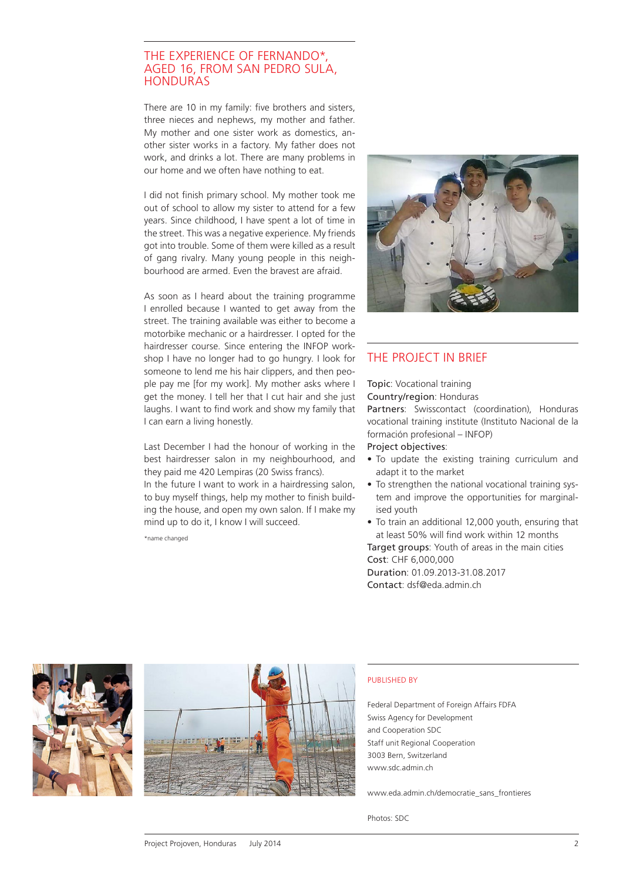## THE EXPERIENCE OF FERNANDO*, AGED 16, FROM SAN PEDRO SULA, HONDURAS

There are 10 in my family: five brothers and sisters, three nieces and nephews, my mother and father. My mother and one sister work as domestics, another sister works in a factory. My father does not work, and drinks a lot. There are many problems in our home and we often have nothing to eat.

I did not finish primary school. My mother took me out of school to allow my sister to attend for a few years. Since childhood, I have spent a lot of time in the street. This was a negative experience. My friends got into trouble. Some of them were killed as a result of gang rivalry. Many young people in this neighbourhood are armed. Even the bravest are afraid.

As soon as I heard about the training programme I enrolled because I wanted to get away from the street. The training available was either to become a motorbike mechanic or a hairdresser. I opted for the hairdresser course. Since entering the INFOP workshop I have no longer had to go hungry. I look for someone to lend me his hair clippers, and then people pay me [for my work]. My mother asks where I get the money. I tell her that I cut hair and she just laughs. I want to find work and show my family that I can earn a living honestly.

Last December I had the honour of working in the best hairdresser salon in my neighbourhood, and they paid me 420 Lempiras (20 Swiss francs).
In the future I want to work in a hairdressing salon, to buy myself things, help my mother to finish building the house, and open my own salon. If I make my mind up to do it, I know I will succeed.

*name changed

## THE PROJECT IN BRIEF

Topic: Vocational training
Country/region: Honduras
Partners: Swisscontact (coordination), Honduras vocational training institute (Instituto Nacional de la formación profesional – INFOP)
Project objectives:

- To update the existing training curriculum and adapt it to the market
- To strengthen the national vocational training system and improve the opportunities for marginalised youth
- To train an additional 12,000 youth, ensuring that at least 50% will find work within 12 months

Target groups: Youth of areas in the main cities
Cost: CHF 6,000,000
Duration: 01.09.2013-31.08.2017
Contact: dsf@eda.admin.ch

PUBLISHED BY

Federal Department of Foreign Affairs FDFA
Swiss Agency for Development
and Cooperation SDC
Staff unit Regional Cooperation
3003 Bern, Switzerland
www.sdc.admin.ch

www.eda.admin.ch/democratie_sans_frontieres

Photos: SDC